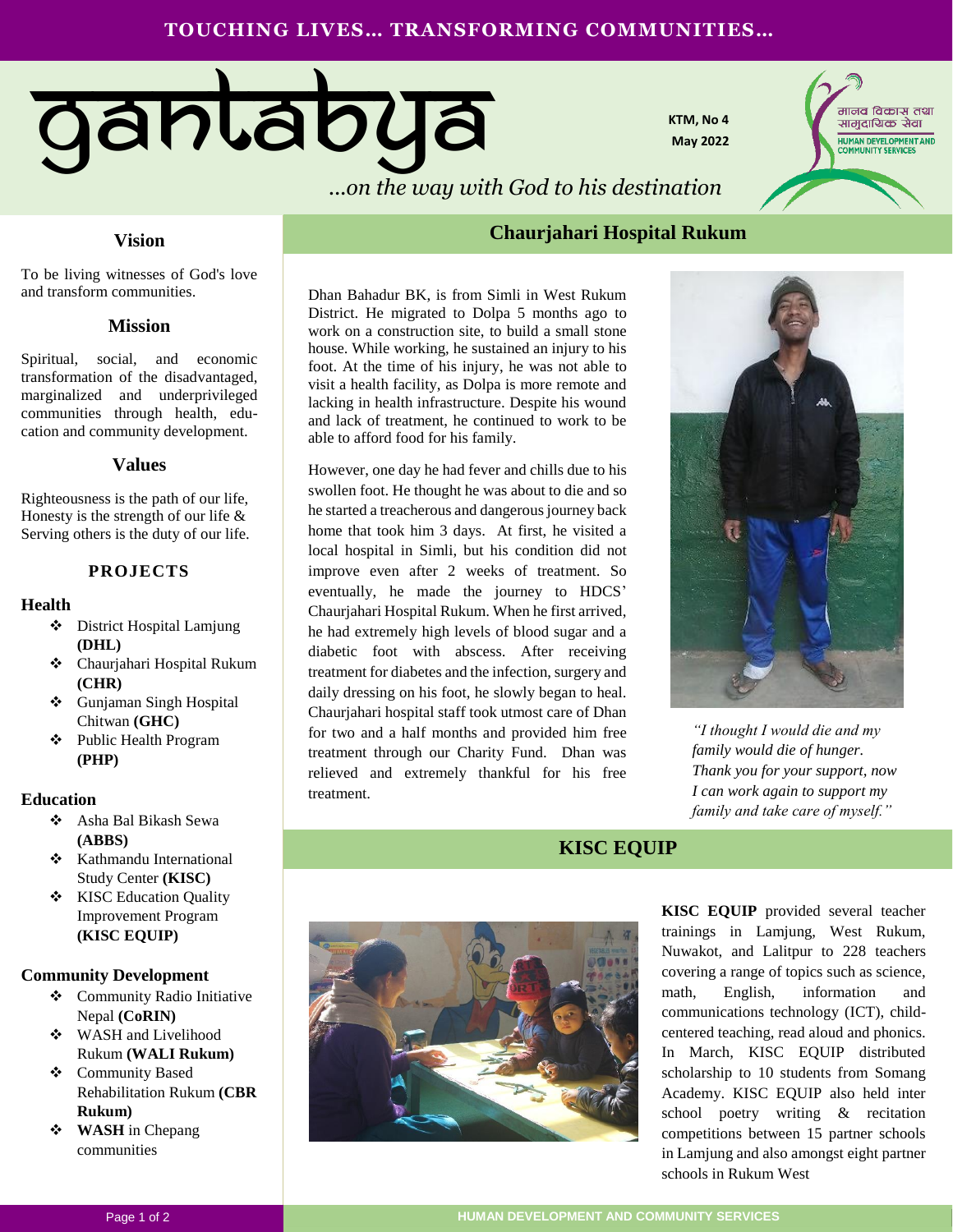TOUCHING LIVES… TRANSFORMING COMMUNITIES…

# gantabya

*…on the way with God to his destination*

KTM, No 4
May 2022

मानव विकास तथा सामुदायिक सेवा
HUMAN DEVELOPMENT AND COMMUNITY SERVICES

## Vision

To be living witnesses of God's love and transform communities.

## Mission

Spiritual, social, and economic transformation of the disadvantaged, marginalized and underprivileged communities through health, education and community development.

## Values

Righteousness is the path of our life,
Honesty is the strength of our life &
Serving others is the duty of our life.

## PROJECTS

### Health

- District Hospital Lamjung **(DHL)**
- Chaurjahari Hospital Rukum **(CHR)**
- Gunjaman Singh Hospital Chitwan **(GHC)**
- Public Health Program **(PHP)**

### Education

- Asha Bal Bikash Sewa **(ABBS)**
- Kathmandu International Study Center **(KISC)**
- KISC Education Quality Improvement Program **(KISC EQUIP)**

### Community Development

- Community Radio Initiative Nepal **(CoRIN)**
- WASH and Livelihood Rukum **(WALI Rukum)**
- Community Based Rehabilitation Rukum **(CBR Rukum)**
- **WASH** in Chepang communities

## Chaurjahari Hospital Rukum

Dhan Bahadur BK, is from Simli in West Rukum District. He migrated to Dolpa 5 months ago to work on a construction site, to build a small stone house. While working, he sustained an injury to his foot. At the time of his injury, he was not able to visit a health facility, as Dolpa is more remote and lacking in health infrastructure. Despite his wound and lack of treatment, he continued to work to be able to afford food for his family.

However, one day he had fever and chills due to his swollen foot. He thought he was about to die and so he started a treacherous and dangerous journey back home that took him 3 days. At first, he visited a local hospital in Simli, but his condition did not improve even after 2 weeks of treatment. So eventually, he made the journey to HDCS' Chaurjahari Hospital Rukum. When he first arrived, he had extremely high levels of blood sugar and a diabetic foot with abscess. After receiving treatment for diabetes and the infection, surgery and daily dressing on his foot, he slowly began to heal. Chaurjahari hospital staff took utmost care of Dhan for two and a half months and provided him free treatment through our Charity Fund. Dhan was relieved and extremely thankful for his free treatment.

*"I thought I would die and my family would die of hunger. Thank you for your support, now I can work again to support my family and take care of myself."*

## KISC EQUIP

**KISC EQUIP** provided several teacher trainings in Lamjung, West Rukum, Nuwakot, and Lalitpur to 228 teachers covering a range of topics such as science, math, English, information and communications technology (ICT), child-centered teaching, read aloud and phonics. In March, KISC EQUIP distributed scholarship to 10 students from Somang Academy. KISC EQUIP also held inter school poetry writing & recitation competitions between 15 partner schools in Lamjung and also amongst eight partner schools in Rukum West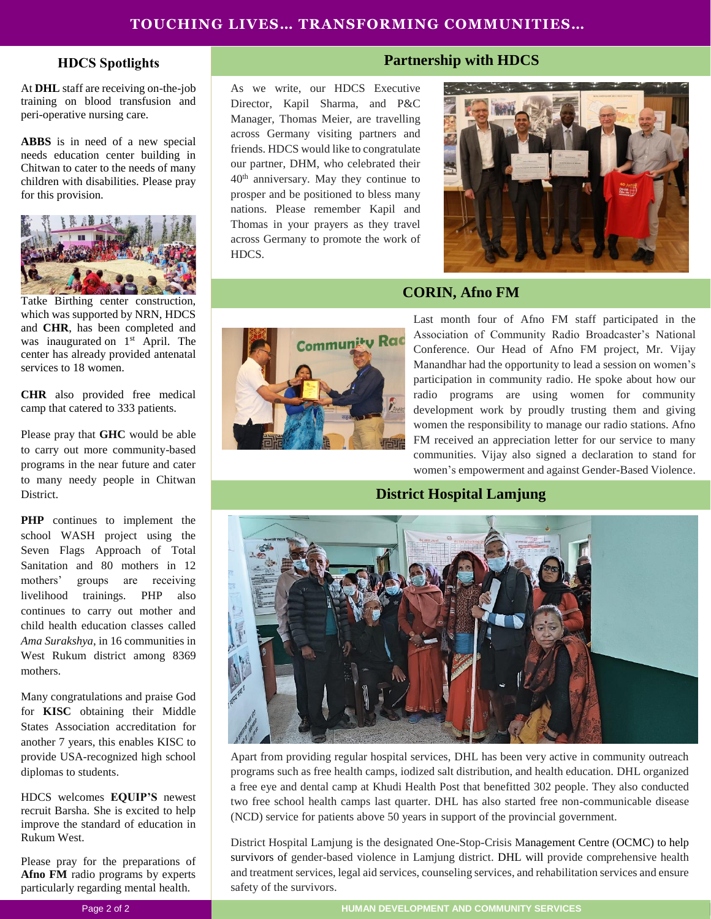**TOUCHING LIVES… TRANSFORMING COMMUNITIES…**

## HDCS Spotlights

At **DHL** staff are receiving on-the-job training on blood transfusion and peri-operative nursing care.

**ABBS** is in need of a new special needs education center building in Chitwan to cater to the needs of many children with disabilities. Please pray for this provision.

Tatke Birthing center construction, which was supported by NRN, HDCS and **CHR**, has been completed and was inaugurated on 1st April. The center has already provided antenatal services to 18 women.

**CHR** also provided free medical camp that catered to 333 patients.

Please pray that **GHC** would be able to carry out more community-based programs in the near future and cater to many needy people in Chitwan District.

**PHP** continues to implement the school WASH project using the Seven Flags Approach of Total Sanitation and 80 mothers in 12 mothers' groups are receiving livelihood trainings. PHP also continues to carry out mother and child health education classes called *Ama Surakshya*, in 16 communities in West Rukum district among 8369 mothers.

Many congratulations and praise God for **KISC** obtaining their Middle States Association accreditation for another 7 years, this enables KISC to provide USA-recognized high school diplomas to students.

HDCS welcomes **EQUIP'S** newest recruit Barsha. She is excited to help improve the standard of education in Rukum West.

Please pray for the preparations of **Afno FM** radio programs by experts particularly regarding mental health.

## Partnership with HDCS

As we write, our HDCS Executive Director, Kapil Sharma, and P&C Manager, Thomas Meier, are travelling across Germany visiting partners and friends. HDCS would like to congratulate our partner, DHM, who celebrated their 40th anniversary. May they continue to prosper and be positioned to bless many nations. Please remember Kapil and Thomas in your prayers as they travel across Germany to promote the work of HDCS.

## CORIN, Afno FM

Last month four of Afno FM staff participated in the Association of Community Radio Broadcaster's National Conference. Our Head of Afno FM project, Mr. Vijay Manandhar had the opportunity to lead a session on women's participation in community radio. He spoke about how our radio programs are using women for community development work by proudly trusting them and giving women the responsibility to manage our radio stations. Afno FM received an appreciation letter for our service to many communities. Vijay also signed a declaration to stand for women's empowerment and against Gender-Based Violence.

## District Hospital Lamjung

Apart from providing regular hospital services, DHL has been very active in community outreach programs such as free health camps, iodized salt distribution, and health education. DHL organized a free eye and dental camp at Khudi Health Post that benefitted 302 people. They also conducted two free school health camps last quarter. DHL has also started free non-communicable disease (NCD) service for patients above 50 years in support of the provincial government.

District Hospital Lamjung is the designated One-Stop-Crisis Management Centre (OCMC) to help survivors of gender-based violence in Lamjung district. DHL will provide comprehensive health and treatment services, legal aid services, counseling services, and rehabilitation services and ensure safety of the survivors.